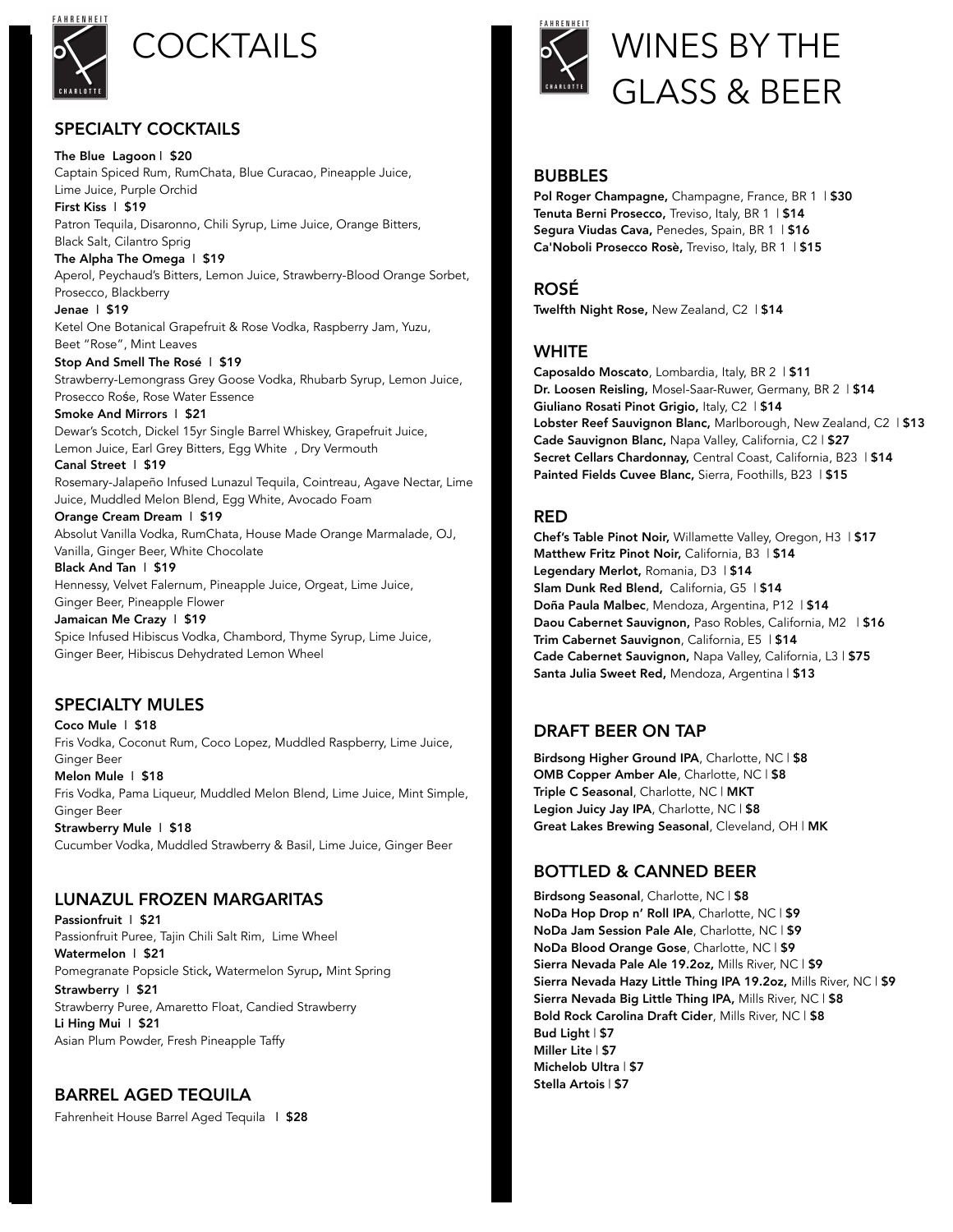# COCKTAILS

## SPECIALTY COCKTAILS

**The Blue Lagoon | $20**
Captain Spiced Rum, RumChata, Blue Curacao, Pineapple Juice, Lime Juice, Purple Orchid

**First Kiss | $19**
Patron Tequila, Disaronno, Chili Syrup, Lime Juice, Orange Bitters, Black Salt, Cilantro Sprig

**The Alpha The Omega | $19**
Aperol, Peychaud's Bitters, Lemon Juice, Strawberry-Blood Orange Sorbet, Prosecco, Blackberry

**Jenae | $19**
Ketel One Botanical Grapefruit & Rose Vodka, Raspberry Jam, Yuzu, Beet "Rose", Mint Leaves

**Stop And Smell The Rosé | $19**
Strawberry-Lemongrass Grey Goose Vodka, Rhubarb Syrup, Lemon Juice, Prosecco Rośe, Rose Water Essence

**Smoke And Mirrors | $21**
Dewar's Scotch, Dickel 15yr Single Barrel Whiskey, Grapefruit Juice, Lemon Juice, Earl Grey Bitters, Egg White , Dry Vermouth

**Canal Street | $19**
Rosemary-Jalapeño Infused Lunazul Tequila, Cointreau, Agave Nectar, Lime Juice, Muddled Melon Blend, Egg White, Avocado Foam

**Orange Cream Dream | $19**
Absolut Vanilla Vodka, RumChata, House Made Orange Marmalade, OJ, Vanilla, Ginger Beer, White Chocolate

**Black And Tan | $19**
Hennessy, Velvet Falernum, Pineapple Juice, Orgeat, Lime Juice, Ginger Beer, Pineapple Flower

**Jamaican Me Crazy | $19**
Spice Infused Hibiscus Vodka, Chambord, Thyme Syrup, Lime Juice, Ginger Beer, Hibiscus Dehydrated Lemon Wheel

## SPECIALTY MULES

**Coco Mule | $18**
Fris Vodka, Coconut Rum, Coco Lopez, Muddled Raspberry, Lime Juice, Ginger Beer

**Melon Mule | $18**
Fris Vodka, Pama Liqueur, Muddled Melon Blend, Lime Juice, Mint Simple, Ginger Beer

**Strawberry Mule | $18**
Cucumber Vodka, Muddled Strawberry & Basil, Lime Juice, Ginger Beer

## LUNAZUL FROZEN MARGARITAS

**Passionfruit | $21**
Passionfruit Puree, Tajin Chili Salt Rim, Lime Wheel

**Watermelon | $21**
Pomegranate Popsicle Stick**,** Watermelon Syrup**,** Mint Spring

**Strawberry | $21**
Strawberry Puree, Amaretto Float, Candied Strawberry

**Li Hing Mui | $21**
Asian Plum Powder, Fresh Pineapple Taffy

## BARREL AGED TEQUILA

Fahrenheit House Barrel Aged Tequila | **$28**

# WINES BY THE GLASS & BEER

## BUBBLES

**Pol Roger Champagne,** Champagne, France, BR 1 | **$30**
**Tenuta Berni Prosecco,** Treviso, Italy, BR 1 | **$14**
**Segura Viudas Cava,** Penedes, Spain, BR 1 | **$16**
**Ca'Noboli Prosecco Rosè,** Treviso, Italy, BR 1 | **$15**

## ROSÉ

**Twelfth Night Rose,** New Zealand, C2 | **$14**

## WHITE

**Caposaldo Moscato**, Lombardia, Italy, BR 2 | **$11**
**Dr. Loosen Reisling,** Mosel-Saar-Ruwer, Germany, BR 2 | **$14**
**Giuliano Rosati Pinot Grigio,** Italy, C2 | **$14**
**Lobster Reef Sauvignon Blanc,** Marlborough, New Zealand, C2 | **$13**
**Cade Sauvignon Blanc,** Napa Valley, California, C2 | **$27**
**Secret Cellars Chardonnay,** Central Coast, California, B23 | **$14**
**Painted Fields Cuvee Blanc,** Sierra, Foothills, B23 | **$15**

## RED

**Chef's Table Pinot Noir,** Willamette Valley, Oregon, H3 | **$17**
**Matthew Fritz Pinot Noir,** California, B3 | **$14**
**Legendary Merlot,** Romania, D3 | **$14**
**Slam Dunk Red Blend,** California, G5 | **$14**
**Doña Paula Malbec**, Mendoza, Argentina, P12 | **$14**
**Daou Cabernet Sauvignon,** Paso Robles, California, M2 | **$16**
**Trim Cabernet Sauvignon**, California, E5 | **$14**
**Cade Cabernet Sauvignon,** Napa Valley, California, L3 | **$75**
**Santa Julia Sweet Red,** Mendoza, Argentina | **$13**

## DRAFT BEER ON TAP

**Birdsong Higher Ground IPA**, Charlotte, NC | **$8**
**OMB Copper Amber Ale**, Charlotte, NC | **$8**
**Triple C Seasonal**, Charlotte, NC | **MKT**
**Legion Juicy Jay IPA**, Charlotte, NC | **$8**
**Great Lakes Brewing Seasonal**, Cleveland, OH | **MK**

## BOTTLED & CANNED BEER

**Birdsong Seasonal**, Charlotte, NC | **$8**
**NoDa Hop Drop n' Roll IPA**, Charlotte, NC | **$9**
**NoDa Jam Session Pale Ale**, Charlotte, NC | **$9**
**NoDa Blood Orange Gose**, Charlotte, NC | **$9**
**Sierra Nevada Pale Ale 19.2oz,** Mills River, NC | **$9**
**Sierra Nevada Hazy Little Thing IPA 19.2oz,** Mills River, NC | **$9**
**Sierra Nevada Big Little Thing IPA,** Mills River, NC | **$8**
**Bold Rock Carolina Draft Cider**, Mills River, NC | **$8**
**Bud Light** | **$7**
**Miller Lite** | **$7**
**Michelob Ultra** | **$7**
**Stella Artois** | **$7**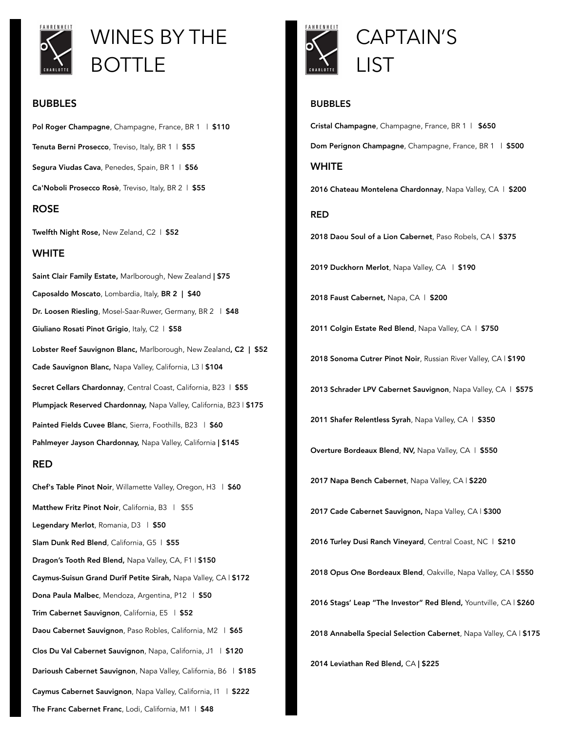# WINES BY THE BOTTLE

## BUBBLES

**Pol Roger Champagne**, Champagne, France, BR 1 | **$110**

**Tenuta Berni Prosecco**, Treviso, Italy, BR 1 | **$55**

**Segura Viudas Cava**, Penedes, Spain, BR 1 | **$56**

**Ca'Noboli Prosecco Rosè**, Treviso, Italy, BR 2 | **$55**

## ROSE

**Twelfth Night Rose,** New Zeland, C2 | **$52**

## WHITE

**Saint Clair Family Estate,** Marlborough, New Zealand **| $75**

**Caposaldo Moscato**, Lombardia, Italy, **BR 2 | $40**

**Dr. Loosen Riesling**, Mosel-Saar-Ruwer, Germany, BR 2 | **$48**

**Giuliano Rosati Pinot Grigio**, Italy, C2 | **$58**

**Lobster Reef Sauvignon Blanc,** Marlborough, New Zealand**, C2 | $52**

**Cade Sauvignon Blanc,** Napa Valley, California, L3 | **$104**

**Secret Cellars Chardonnay**, Central Coast, California, B23 | **$55**

**Plumpjack Reserved Chardonnay,** Napa Valley, California, B23 | **$175**

**Painted Fields Cuvee Blanc**, Sierra, Foothills, B23 | **$60**

**Pahlmeyer Jayson Chardonnay,** Napa Valley, California **| $145**

## RED

**Chef's Table Pinot Noir**, Willamette Valley, Oregon, H3 | **$60**

**Matthew Fritz Pinot Noir**, California, B3 | $55

**Legendary Merlot**, Romania, D3 | **$50**

**Slam Dunk Red Blend**, California, G5 | **$55**

**Dragon's Tooth Red Blend,** Napa Valley, CA, F1 | **$150**

**Caymus-Suisun Grand Durīf Petite Sirah,** Napa Valley, CA | **$172**

**Dona Paula Malbec**, Mendoza, Argentina, P12 | **$50**

**Trim Cabernet Sauvignon**, California, E5 | **$52**

**Daou Cabernet Sauvignon**, Paso Robles, California, M2 | **$65**

**Clos Du Val Cabernet Sauvignon**, Napa, California, J1 | **$120**

**Darioush Cabernet Sauvignon**, Napa Valley, California, B6 | **$185**

**Caymus Cabernet Sauvignon**, Napa Valley, California, I1 | **$222**

**The Franc Cabernet Franc**, Lodi, California, M1 | **$48**

# CAPTAIN'S LIST

## BUBBLES

**Cristal Champagne**, Champagne, France, BR 1 | **$650**

**Dom Perignon Champagne**, Champagne, France, BR 1 | **$500**

## WHITE

**2016 Chateau Montelena Chardonnay**, Napa Valley, CA | **$200**

## RED

**2018 Daou Soul of a Lion Cabernet**, Paso Robels, CA | **$375**

**2019 Duckhorn Merlot**, Napa Valley, CA | **$190**

**2018 Faust Cabernet,** Napa, CA | **$200**

**2011 Colgin Estate Red Blend**, Napa Valley, CA | **$750**

**2018 Sonoma Cutrer Pinot Noir**, Russian River Valley, CA | **$190**

**2013 Schrader LPV Cabernet Sauvignon**, Napa Valley, CA | **$575**

**2011 Shafer Relentless Syrah**, Napa Valley, CA | **$350**

**Overture Bordeaux Blend**, **NV,** Napa Valley, CA | **$550**

**2017 Napa Bench Cabernet**, Napa Valley, CA | **$220**

**2017 Cade Cabernet Sauvignon,** Napa Valley, CA | **$300**

**2016 Turley Dusi Ranch Vineyard**, Central Coast, NC | **$210**

**2018 Opus One Bordeaux Blend**, Oakville, Napa Valley, CA | **$550**

**2016 Stags' Leap "The Investor" Red Blend,** Yountville, CA | **$260**

**2018 Annabella Special Selection Cabernet**, Napa Valley, CA | **$175**

**2014 Leviathan Red Blend,** CA **| $225**